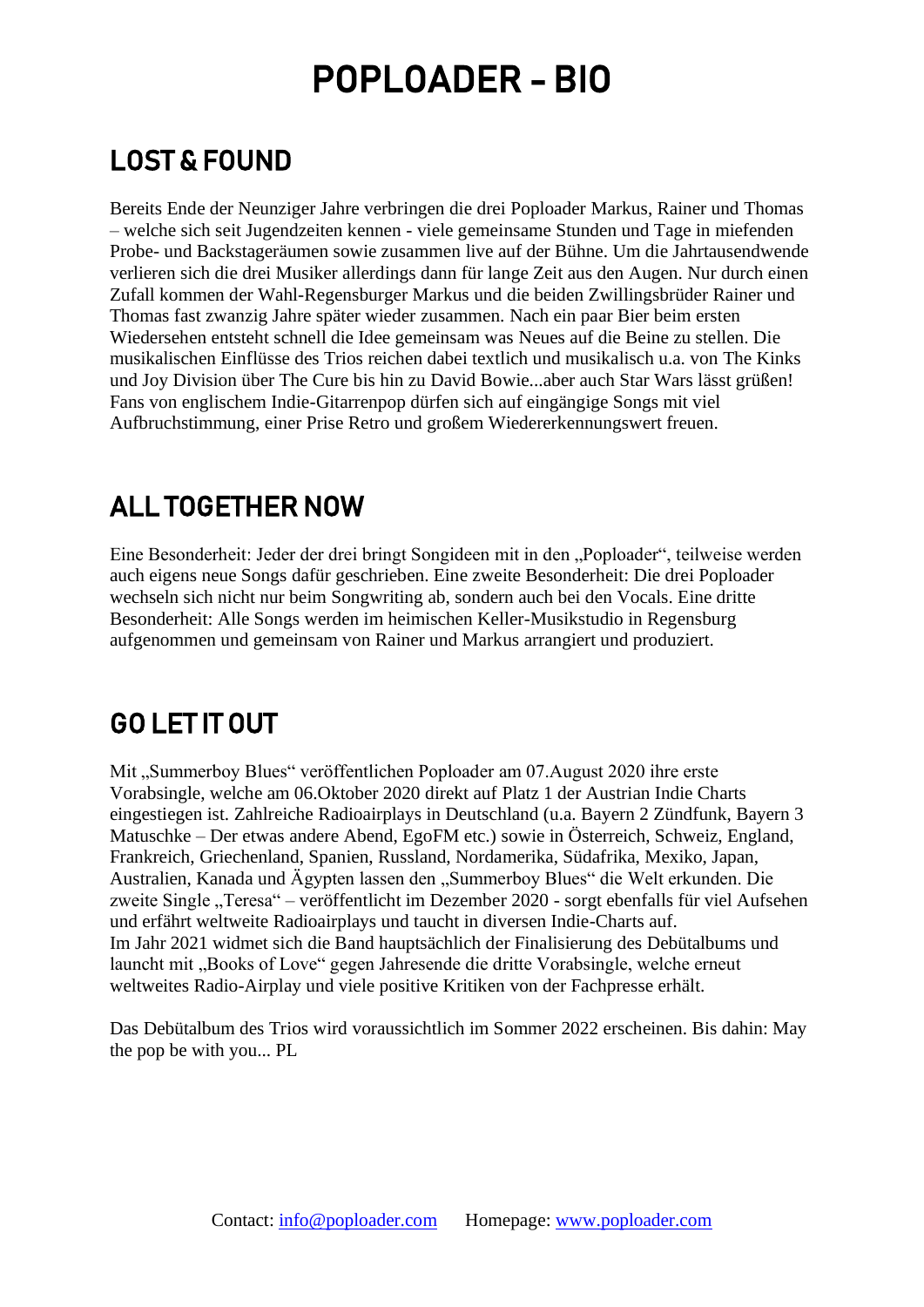# POPLOADER – BIO

## LOST & FOUND

Bereits Ende der Neunziger Jahre verbringen die drei Poploader Markus, Rainer und Thomas – welche sich seit Jugendzeiten kennen - viele gemeinsame Stunden und Tage in miefenden Probe- und Backstageräumen sowie zusammen live auf der Bühne. Um die Jahrtausendwende verlieren sich die drei Musiker allerdings dann für lange Zeit aus den Augen. Nur durch einen Zufall kommen der Wahl-Regensburger Markus und die beiden Zwillingsbrüder Rainer und Thomas fast zwanzig Jahre später wieder zusammen. Nach ein paar Bier beim ersten Wiedersehen entsteht schnell die Idee gemeinsam was Neues auf die Beine zu stellen. Die musikalischen Einflüsse des Trios reichen dabei textlich und musikalisch u.a. von The Kinks und Joy Division über The Cure bis hin zu David Bowie...aber auch Star Wars lässt grüßen! Fans von englischem Indie-Gitarrenpop dürfen sich auf eingängige Songs mit viel Aufbruchstimmung, einer Prise Retro und großem Wiedererkennungswert freuen.

## ALL TOGETHER NOW

Eine Besonderheit: Jeder der drei bringt Songideen mit in den „Poploader", teilweise werden auch eigens neue Songs dafür geschrieben. Eine zweite Besonderheit: Die drei Poploader wechseln sich nicht nur beim Songwriting ab, sondern auch bei den Vocals. Eine dritte Besonderheit: Alle Songs werden im heimischen Keller-Musikstudio in Regensburg aufgenommen und gemeinsam von Rainer und Markus arrangiert und produziert.

## GO LET IT OUT

Mit „Summerboy Blues" veröffentlichen Poploader am 07.August 2020 ihre erste Vorabsingle, welche am 06.Oktober 2020 direkt auf Platz 1 der Austrian Indie Charts eingestiegen ist. Zahlreiche Radioairplays in Deutschland (u.a. Bayern 2 Zündfunk, Bayern 3 Matuschke – Der etwas andere Abend, EgoFM etc.) sowie in Österreich, Schweiz, England, Frankreich, Griechenland, Spanien, Russland, Nordamerika, Südafrika, Mexiko, Japan, Australien, Kanada und Ägypten lassen den „Summerboy Blues" die Welt erkunden. Die zweite Single „Teresa" – veröffentlicht im Dezember 2020 - sorgt ebenfalls für viel Aufsehen und erfährt weltweite Radioairplays und taucht in diversen Indie-Charts auf.
Im Jahr 2021 widmet sich die Band hauptsächlich der Finalisierung des Debütalbums und launcht mit „Books of Love" gegen Jahresende die dritte Vorabsingle, welche erneut weltweites Radio-Airplay und viele positive Kritiken von der Fachpresse erhält.

Das Debütalbum des Trios wird voraussichtlich im Sommer 2022 erscheinen. Bis dahin: May the pop be with you... PL

Contact: info@poploader.com Homepage: www.poploader.com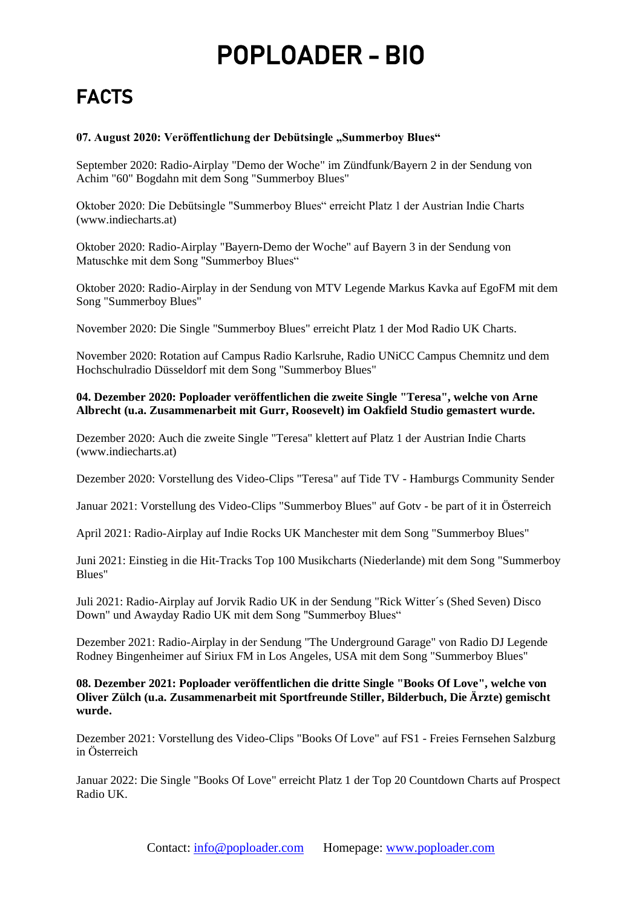# POPLOADER - BIO

## FACTS

**07. August 2020: Veröffentlichung der Debütsingle „Summerboy Blues“**

September 2020: Radio-Airplay "Demo der Woche" im Zündfunk/Bayern 2 in der Sendung von Achim "60" Bogdahn mit dem Song "Summerboy Blues"

Oktober 2020: Die Debütsingle "Summerboy Blues“ erreicht Platz 1 der Austrian Indie Charts (www.indiecharts.at)

Oktober 2020: Radio-Airplay "Bayern-Demo der Woche" auf Bayern 3 in der Sendung von Matuschke mit dem Song "Summerboy Blues“

Oktober 2020: Radio-Airplay in der Sendung von MTV Legende Markus Kavka auf EgoFM mit dem Song "Summerboy Blues"

November 2020: Die Single "Summerboy Blues" erreicht Platz 1 der Mod Radio UK Charts.

November 2020: Rotation auf Campus Radio Karlsruhe, Radio UNiCC Campus Chemnitz und dem Hochschulradio Düsseldorf mit dem Song "Summerboy Blues"

**04. Dezember 2020: Poploader veröffentlichen die zweite Single "Teresa", welche von Arne Albrecht (u.a. Zusammenarbeit mit Gurr, Roosevelt) im Oakfield Studio gemastert wurde.**

Dezember 2020: Auch die zweite Single "Teresa" klettert auf Platz 1 der Austrian Indie Charts (www.indiecharts.at)

Dezember 2020: Vorstellung des Video-Clips "Teresa" auf Tide TV - Hamburgs Community Sender

Januar 2021: Vorstellung des Video-Clips "Summerboy Blues" auf Gotv - be part of it in Österreich

April 2021: Radio-Airplay auf Indie Rocks UK Manchester mit dem Song "Summerboy Blues"

Juni 2021: Einstieg in die Hit-Tracks Top 100 Musikcharts (Niederlande) mit dem Song "Summerboy Blues"

Juli 2021: Radio-Airplay auf Jorvik Radio UK in der Sendung "Rick Witter´s (Shed Seven) Disco Down" und Awayday Radio UK mit dem Song "Summerboy Blues“

Dezember 2021: Radio-Airplay in der Sendung "The Underground Garage" von Radio DJ Legende Rodney Bingenheimer auf Siriux FM in Los Angeles, USA mit dem Song "Summerboy Blues"

**08. Dezember 2021: Poploader veröffentlichen die dritte Single "Books Of Love", welche von Oliver Zülch (u.a. Zusammenarbeit mit Sportfreunde Stiller, Bilderbuch, Die Ärzte) gemischt wurde.**

Dezember 2021: Vorstellung des Video-Clips "Books Of Love" auf FS1 - Freies Fernsehen Salzburg in Österreich

Januar 2022: Die Single "Books Of Love" erreicht Platz 1 der Top 20 Countdown Charts auf Prospect Radio UK.

Contact: info@poploader.com Homepage: www.poploader.com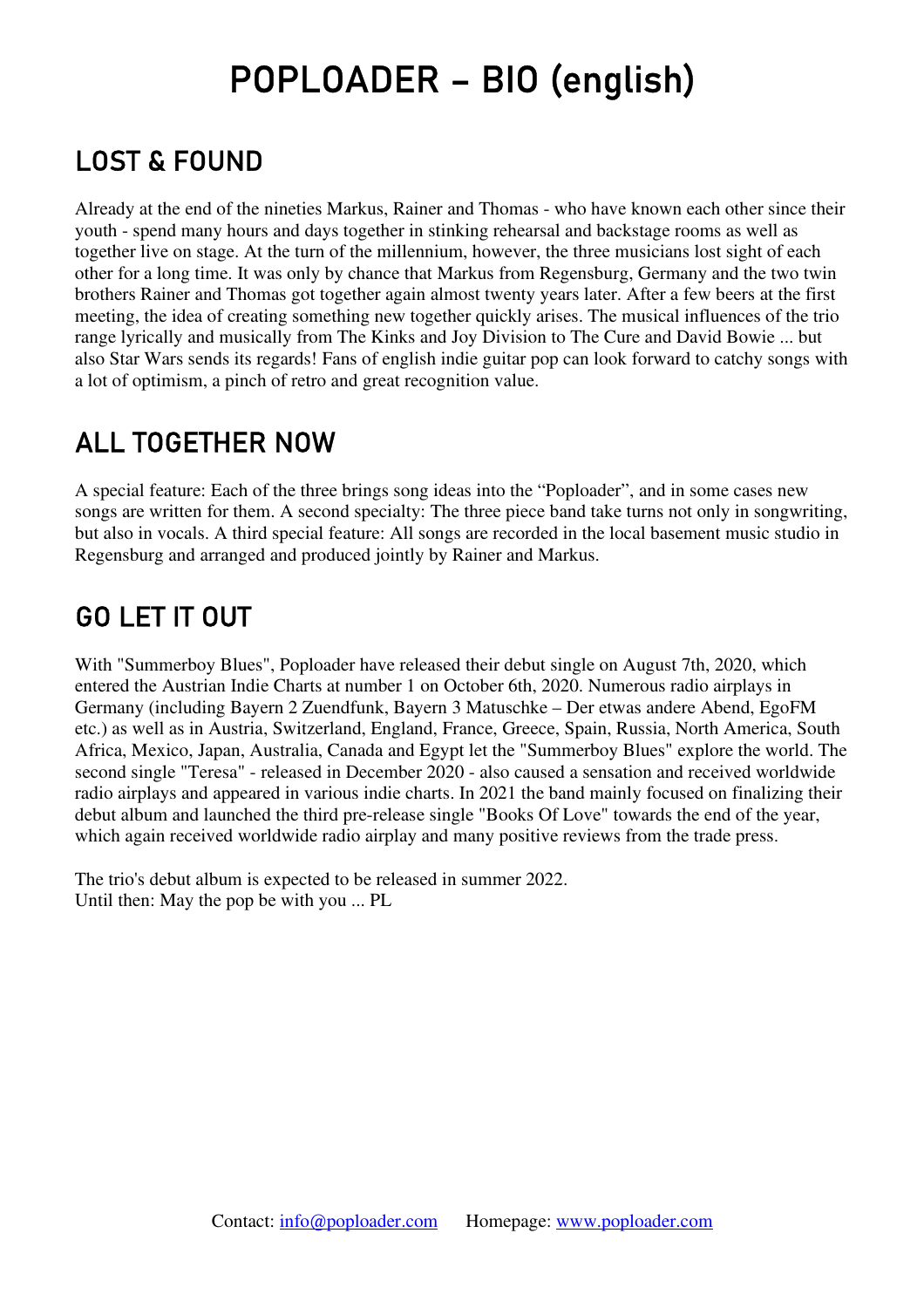# POPLOADER – BIO (english)

## LOST & FOUND

Already at the end of the nineties Markus, Rainer and Thomas - who have known each other since their youth - spend many hours and days together in stinking rehearsal and backstage rooms as well as together live on stage. At the turn of the millennium, however, the three musicians lost sight of each other for a long time. It was only by chance that Markus from Regensburg, Germany and the two twin brothers Rainer and Thomas got together again almost twenty years later. After a few beers at the first meeting, the idea of creating something new together quickly arises. The musical influences of the trio range lyrically and musically from The Kinks and Joy Division to The Cure and David Bowie ... but also Star Wars sends its regards! Fans of english indie guitar pop can look forward to catchy songs with a lot of optimism, a pinch of retro and great recognition value.

## ALL TOGETHER NOW

A special feature: Each of the three brings song ideas into the "Poploader", and in some cases new songs are written for them. A second specialty: The three piece band take turns not only in songwriting, but also in vocals. A third special feature: All songs are recorded in the local basement music studio in Regensburg and arranged and produced jointly by Rainer and Markus.

## GO LET IT OUT

With "Summerboy Blues", Poploader have released their debut single on August 7th, 2020, which entered the Austrian Indie Charts at number 1 on October 6th, 2020. Numerous radio airplays in Germany (including Bayern 2 Zuendfunk, Bayern 3 Matuschke – Der etwas andere Abend, EgoFM etc.) as well as in Austria, Switzerland, England, France, Greece, Spain, Russia, North America, South Africa, Mexico, Japan, Australia, Canada and Egypt let the "Summerboy Blues" explore the world. The second single "Teresa" - released in December 2020 - also caused a sensation and received worldwide radio airplays and appeared in various indie charts. In 2021 the band mainly focused on finalizing their debut album and launched the third pre-release single "Books Of Love" towards the end of the year, which again received worldwide radio airplay and many positive reviews from the trade press.

The trio's debut album is expected to be released in summer 2022.
Until then: May the pop be with you ... PL

Contact: [info@poploader.com](mailto:info@poploader.com)      Homepage: [www.poploader.com](http://www.poploader.com)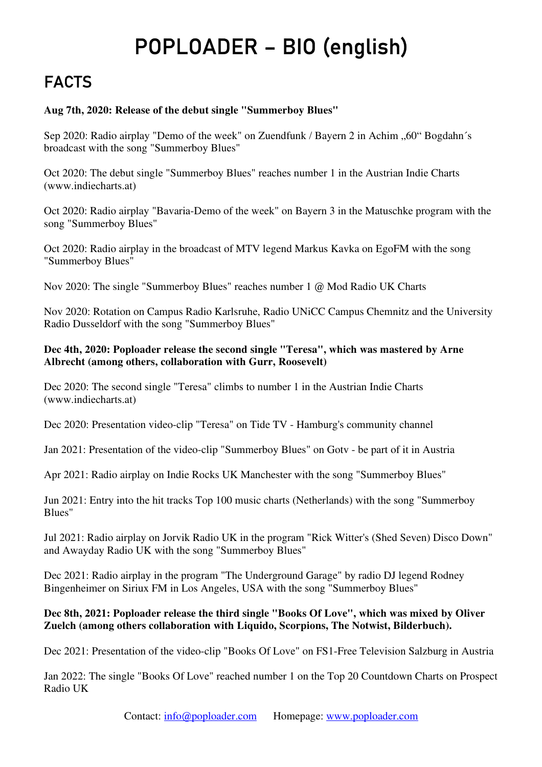# POPLOADER – BIO (english)

## FACTS

**Aug 7th, 2020: Release of the debut single "Summerboy Blues"**

Sep 2020: Radio airplay "Demo of the week" on Zuendfunk / Bayern 2 in Achim „60“ Bogdahn´s broadcast with the song "Summerboy Blues"

Oct 2020: The debut single "Summerboy Blues" reaches number 1 in the Austrian Indie Charts (www.indiecharts.at)

Oct 2020: Radio airplay "Bavaria-Demo of the week" on Bayern 3 in the Matuschke program with the song "Summerboy Blues"

Oct 2020: Radio airplay in the broadcast of MTV legend Markus Kavka on EgoFM with the song "Summerboy Blues"

Nov 2020: The single "Summerboy Blues" reaches number 1 @ Mod Radio UK Charts

Nov 2020: Rotation on Campus Radio Karlsruhe, Radio UNiCC Campus Chemnitz and the University Radio Dusseldorf with the song "Summerboy Blues"

**Dec 4th, 2020: Poploader release the second single "Teresa", which was mastered by Arne Albrecht (among others, collaboration with Gurr, Roosevelt)**

Dec 2020: The second single "Teresa" climbs to number 1 in the Austrian Indie Charts (www.indiecharts.at)

Dec 2020: Presentation video-clip "Teresa" on Tide TV - Hamburg's community channel

Jan 2021: Presentation of the video-clip "Summerboy Blues" on Gotv - be part of it in Austria

Apr 2021: Radio airplay on Indie Rocks UK Manchester with the song "Summerboy Blues"

Jun 2021: Entry into the hit tracks Top 100 music charts (Netherlands) with the song "Summerboy Blues"

Jul 2021: Radio airplay on Jorvik Radio UK in the program "Rick Witter's (Shed Seven) Disco Down" and Awayday Radio UK with the song "Summerboy Blues"

Dec 2021: Radio airplay in the program "The Underground Garage" by radio DJ legend Rodney Bingenheimer on Siriux FM in Los Angeles, USA with the song "Summerboy Blues"

**Dec 8th, 2021: Poploader release the third single "Books Of Love", which was mixed by Oliver Zuelch (among others collaboration with Liquido, Scorpions, The Notwist, Bilderbuch).**

Dec 2021: Presentation of the video-clip "Books Of Love" on FS1-Free Television Salzburg in Austria

Jan 2022: The single "Books Of Love" reached number 1 on the Top 20 Countdown Charts on Prospect Radio UK

Contact: info@poploader.com Homepage: www.poploader.com